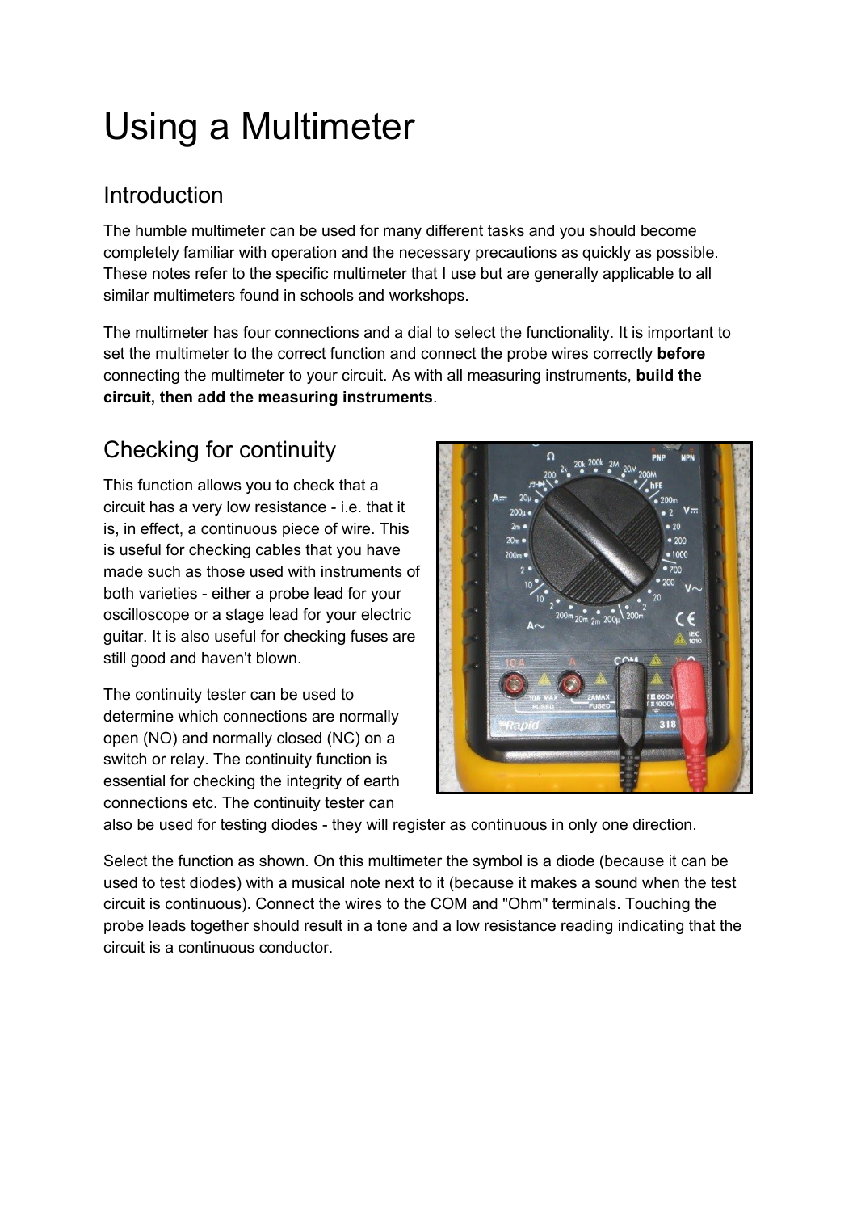# Using a Multimeter

## Introduction

The humble multimeter can be used for many different tasks and you should become completely familiar with operation and the necessary precautions as quickly as possible. These notes refer to the specific multimeter that I use but are generally applicable to all similar multimeters found in schools and workshops.

The multimeter has four connections and a dial to select the functionality. It is important to set the multimeter to the correct function and connect the probe wires correctly **before** connecting the multimeter to your circuit. As with all measuring instruments, **build the circuit, then add the measuring instruments**.

## Checking for continuity

This function allows you to check that a circuit has a very low resistance - i.e. that it is, in effect, a continuous piece of wire. This is useful for checking cables that you have made such as those used with instruments of both varieties - either a probe lead for your oscilloscope or a stage lead for your electric guitar. It is also useful for checking fuses are still good and haven't blown.

The continuity tester can be used to determine which connections are normally open (NO) and normally closed (NC) on a switch or relay. The continuity function is essential for checking the integrity of earth connections etc. The continuity tester can also be used for testing diodes - they will register as continuous in only one direction.

Select the function as shown. On this multimeter the symbol is a diode (because it can be used to test diodes) with a musical note next to it (because it makes a sound when the test circuit is continuous). Connect the wires to the COM and "Ohm" terminals. Touching the probe leads together should result in a tone and a low resistance reading indicating that the circuit is a continuous conductor.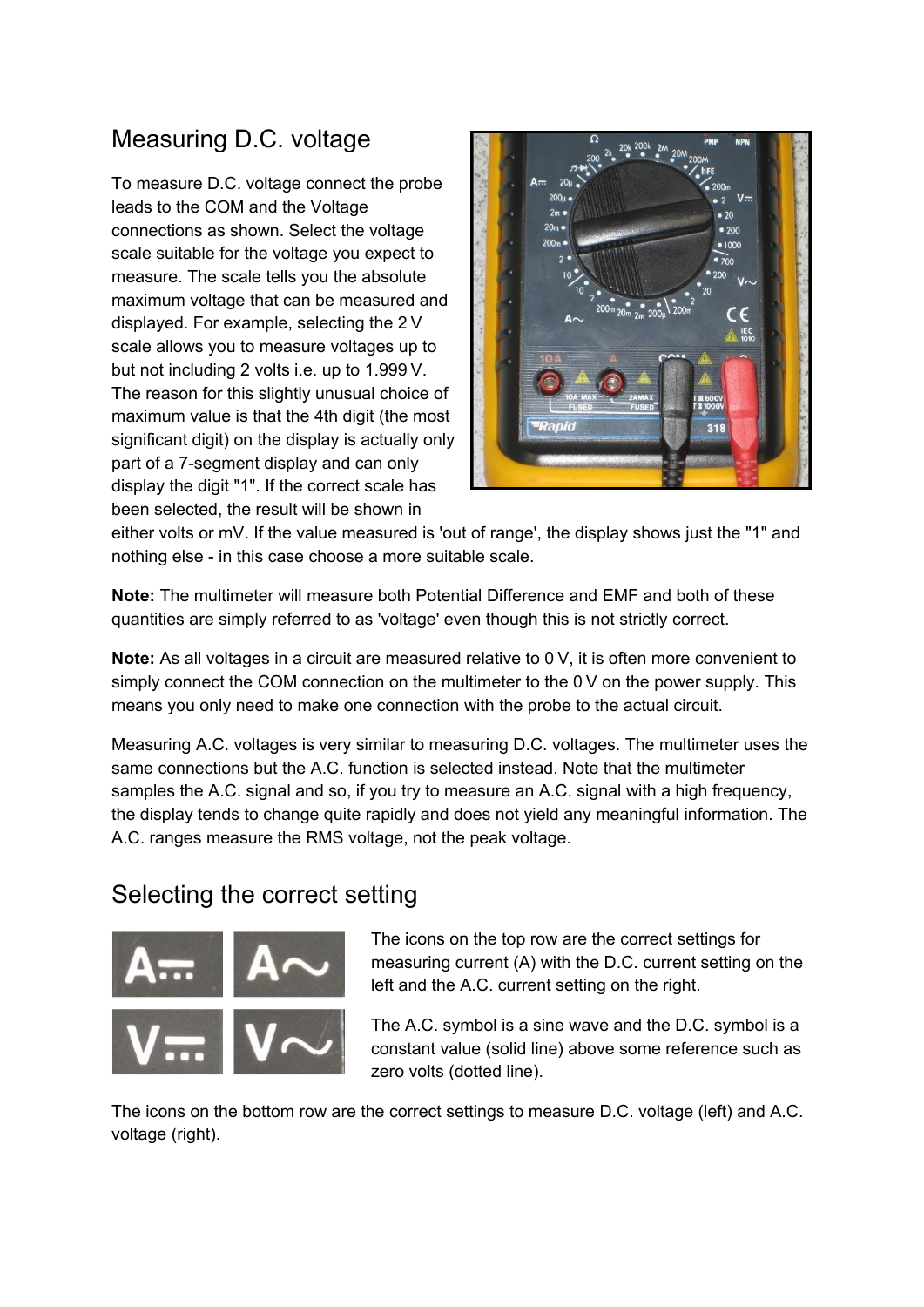## Measuring D.C. voltage

To measure D.C. voltage connect the probe leads to the COM and the Voltage connections as shown. Select the voltage scale suitable for the voltage you expect to measure. The scale tells you the absolute maximum voltage that can be measured and displayed. For example, selecting the 2 V scale allows you to measure voltages up to but not including 2 volts i.e. up to 1.999 V. The reason for this slightly unusual choice of maximum value is that the 4th digit (the most significant digit) on the display is actually only part of a 7-segment display and can only display the digit "1". If the correct scale has been selected, the result will be shown in either volts or mV. If the value measured is 'out of range', the display shows just the "1" and nothing else - in this case choose a more suitable scale.

**Note:** The multimeter will measure both Potential Difference and EMF and both of these quantities are simply referred to as 'voltage' even though this is not strictly correct.

**Note:** As all voltages in a circuit are measured relative to 0 V, it is often more convenient to simply connect the COM connection on the multimeter to the 0 V on the power supply. This means you only need to make one connection with the probe to the actual circuit.

Measuring A.C. voltages is very similar to measuring D.C. voltages. The multimeter uses the same connections but the A.C. function is selected instead. Note that the multimeter samples the A.C. signal and so, if you try to measure an A.C. signal with a high frequency, the display tends to change quite rapidly and does not yield any meaningful information. The A.C. ranges measure the RMS voltage, not the peak voltage.

## Selecting the correct setting

The icons on the top row are the correct settings for measuring current (A) with the D.C. current setting on the left and the A.C. current setting on the right.

The A.C. symbol is a sine wave and the D.C. symbol is a constant value (solid line) above some reference such as zero volts (dotted line).

The icons on the bottom row are the correct settings to measure D.C. voltage (left) and A.C. voltage (right).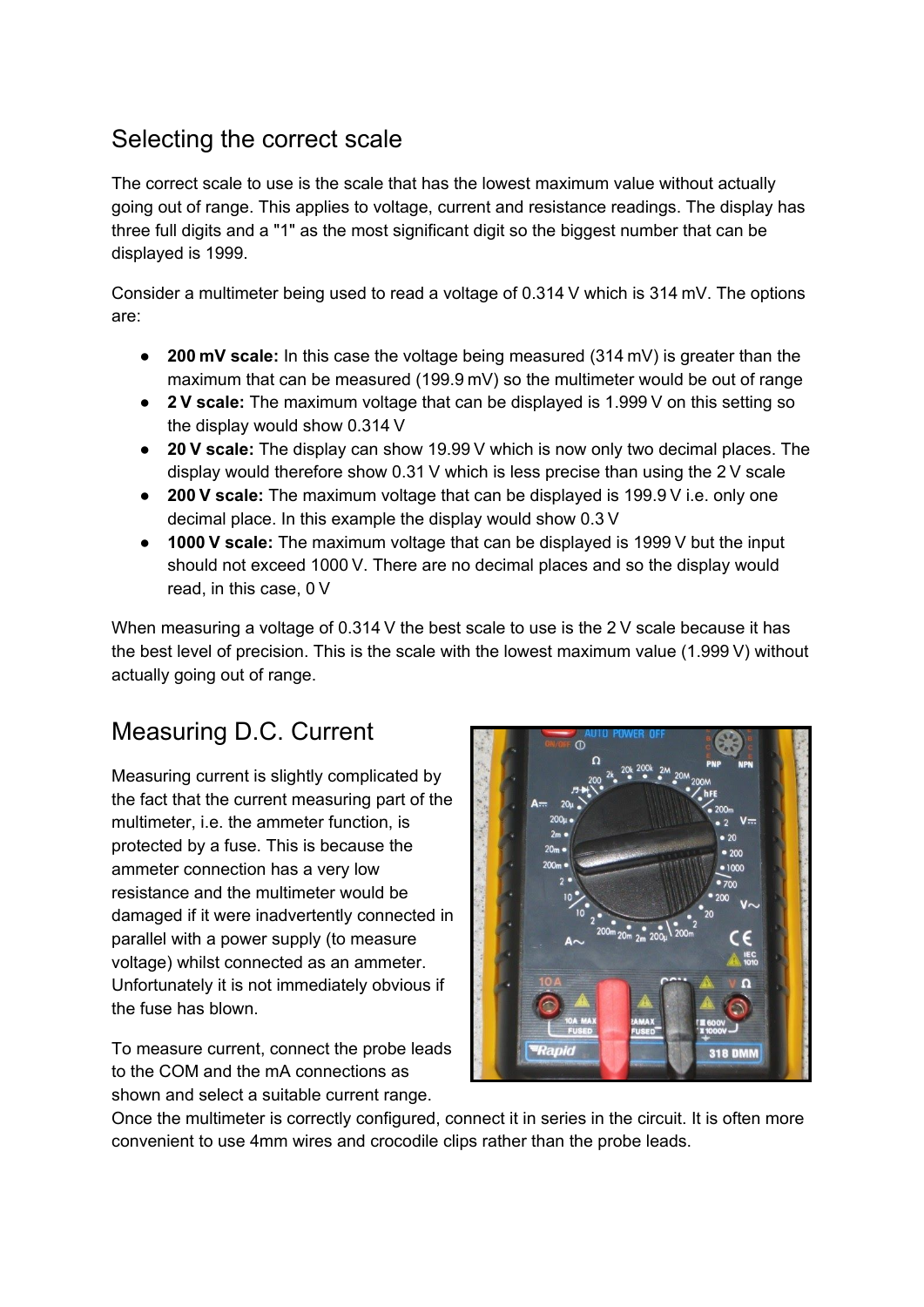## Selecting the correct scale

The correct scale to use is the scale that has the lowest maximum value without actually going out of range. This applies to voltage, current and resistance readings. The display has three full digits and a "1" as the most significant digit so the biggest number that can be displayed is 1999.

Consider a multimeter being used to read a voltage of 0.314 V which is 314 mV. The options are:

- **200 mV scale:** In this case the voltage being measured (314 mV) is greater than the maximum that can be measured (199.9 mV) so the multimeter would be out of range
- **2 V scale:** The maximum voltage that can be displayed is 1.999 V on this setting so the display would show 0.314 V
- **20 V scale:** The display can show 19.99 V which is now only two decimal places. The display would therefore show 0.31 V which is less precise than using the 2 V scale
- **200 V scale:** The maximum voltage that can be displayed is 199.9 V i.e. only one decimal place. In this example the display would show 0.3 V
- **1000 V scale:** The maximum voltage that can be displayed is 1999 V but the input should not exceed 1000 V. There are no decimal places and so the display would read, in this case, 0 V

When measuring a voltage of 0.314 V the best scale to use is the 2 V scale because it has the best level of precision. This is the scale with the lowest maximum value (1.999 V) without actually going out of range.

## Measuring D.C. Current

Measuring current is slightly complicated by the fact that the current measuring part of the multimeter, i.e. the ammeter function, is protected by a fuse. This is because the ammeter connection has a very low resistance and the multimeter would be damaged if it were inadvertently connected in parallel with a power supply (to measure voltage) whilst connected as an ammeter. Unfortunately it is not immediately obvious if the fuse has blown.

To measure current, connect the probe leads to the COM and the mA connections as shown and select a suitable current range. Once the multimeter is correctly configured, connect it in series in the circuit. It is often more convenient to use 4mm wires and crocodile clips rather than the probe leads.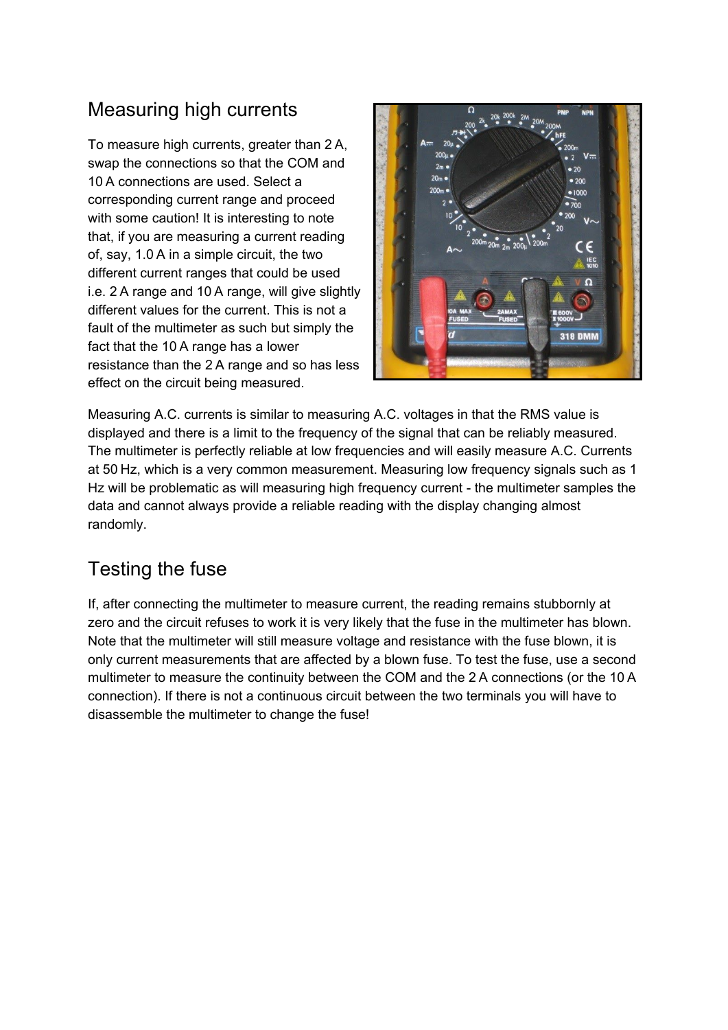## Measuring high currents

To measure high currents, greater than 2 A, swap the connections so that the COM and 10 A connections are used. Select a corresponding current range and proceed with some caution! It is interesting to note that, if you are measuring a current reading of, say, 1.0 A in a simple circuit, the two different current ranges that could be used i.e. 2 A range and 10 A range, will give slightly different values for the current. This is not a fault of the multimeter as such but simply the fact that the 10 A range has a lower resistance than the 2 A range and so has less effect on the circuit being measured.

Measuring A.C. currents is similar to measuring A.C. voltages in that the RMS value is displayed and there is a limit to the frequency of the signal that can be reliably measured. The multimeter is perfectly reliable at low frequencies and will easily measure A.C. Currents at 50 Hz, which is a very common measurement. Measuring low frequency signals such as 1 Hz will be problematic as will measuring high frequency current - the multimeter samples the data and cannot always provide a reliable reading with the display changing almost randomly.

## Testing the fuse

If, after connecting the multimeter to measure current, the reading remains stubbornly at zero and the circuit refuses to work it is very likely that the fuse in the multimeter has blown. Note that the multimeter will still measure voltage and resistance with the fuse blown, it is only current measurements that are affected by a blown fuse. To test the fuse, use a second multimeter to measure the continuity between the COM and the 2 A connections (or the 10 A connection). If there is not a continuous circuit between the two terminals you will have to disassemble the multimeter to change the fuse!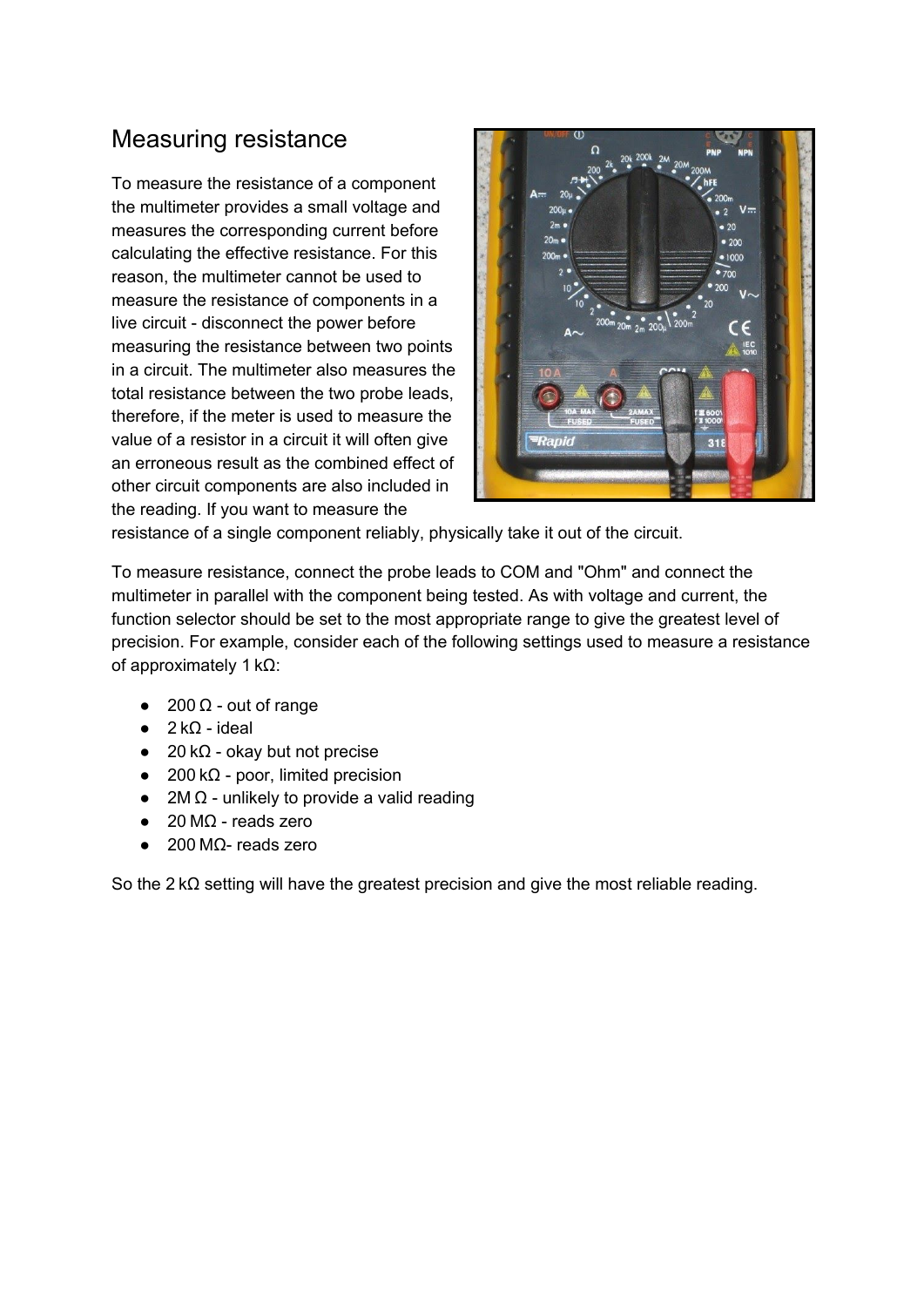# Measuring resistance

To measure the resistance of a component the multimeter provides a small voltage and measures the corresponding current before calculating the effective resistance. For this reason, the multimeter cannot be used to measure the resistance of components in a live circuit - disconnect the power before measuring the resistance between two points in a circuit. The multimeter also measures the total resistance between the two probe leads, therefore, if the meter is used to measure the value of a resistor in a circuit it will often give an erroneous result as the combined effect of other circuit components are also included in the reading. If you want to measure the resistance of a single component reliably, physically take it out of the circuit.

To measure resistance, connect the probe leads to COM and "Ohm" and connect the multimeter in parallel with the component being tested. As with voltage and current, the function selector should be set to the most appropriate range to give the greatest level of precision. For example, consider each of the following settings used to measure a resistance of approximately 1 kΩ:

- 200 Ω - out of range
- 2 kΩ - ideal
- 20 kΩ - okay but not precise
- 200 kΩ - poor, limited precision
- 2M Ω - unlikely to provide a valid reading
- 20 MΩ - reads zero
- 200 MΩ- reads zero

So the 2 kΩ setting will have the greatest precision and give the most reliable reading.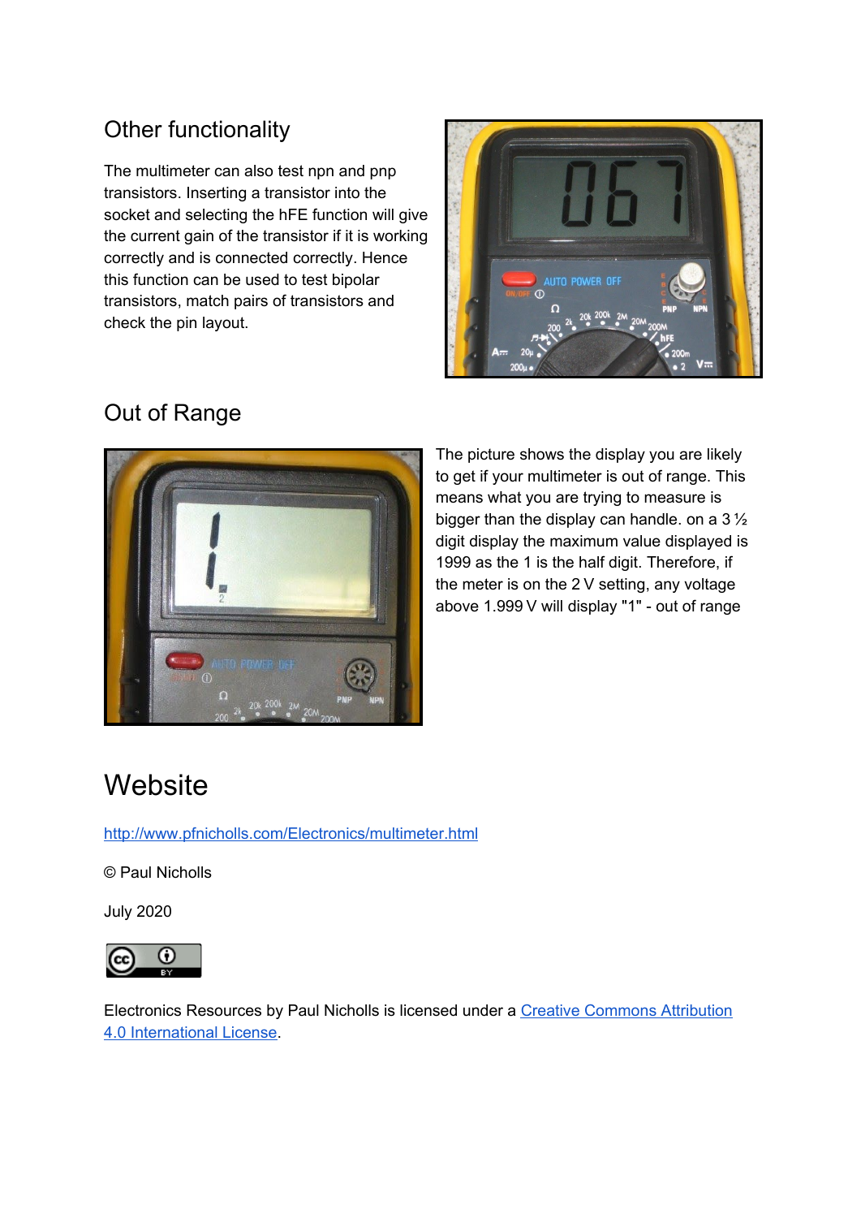## Other functionality

The multimeter can also test npn and pnp transistors. Inserting a transistor into the socket and selecting the hFE function will give the current gain of the transistor if it is working correctly and is connected correctly. Hence this function can be used to test bipolar transistors, match pairs of transistors and check the pin layout.

## Out of Range

The picture shows the display you are likely to get if your multimeter is out of range. This means what you are trying to measure is bigger than the display can handle. on a 3 ½ digit display the maximum value displayed is 1999 as the 1 is the half digit. Therefore, if the meter is on the 2 V setting, any voltage above 1.999 V will display "1" - out of range

# Website

[http://www.pfnicholls.com/Electronics/multimeter.html](http://www.pfnicholls.com/Electronics/multimeter.html)

© Paul Nicholls

July 2020

Electronics Resources by Paul Nicholls is licensed under a [Creative Commons Attribution 4.0 International License](https://creativecommons.org/licenses/by/4.0/).